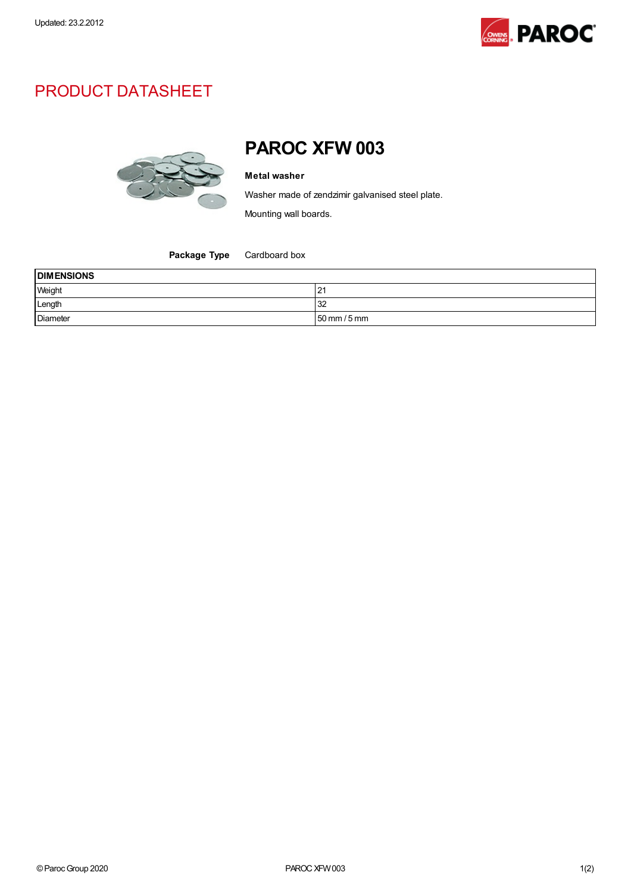Updated: 23.2.2012

# PRODUCT DATASHEET

## PAROC XFW 003

**Metal washer**

Washer made of zendzimir galvanised steel plate.

Mounting wall boards.

**Package Type** Cardboard box

| DIMENSIONS | |
|---|---|
| Weight | 21 |
| Length | 32 |
| Diameter | 50 mm / 5 mm |

© Paroc Group 2020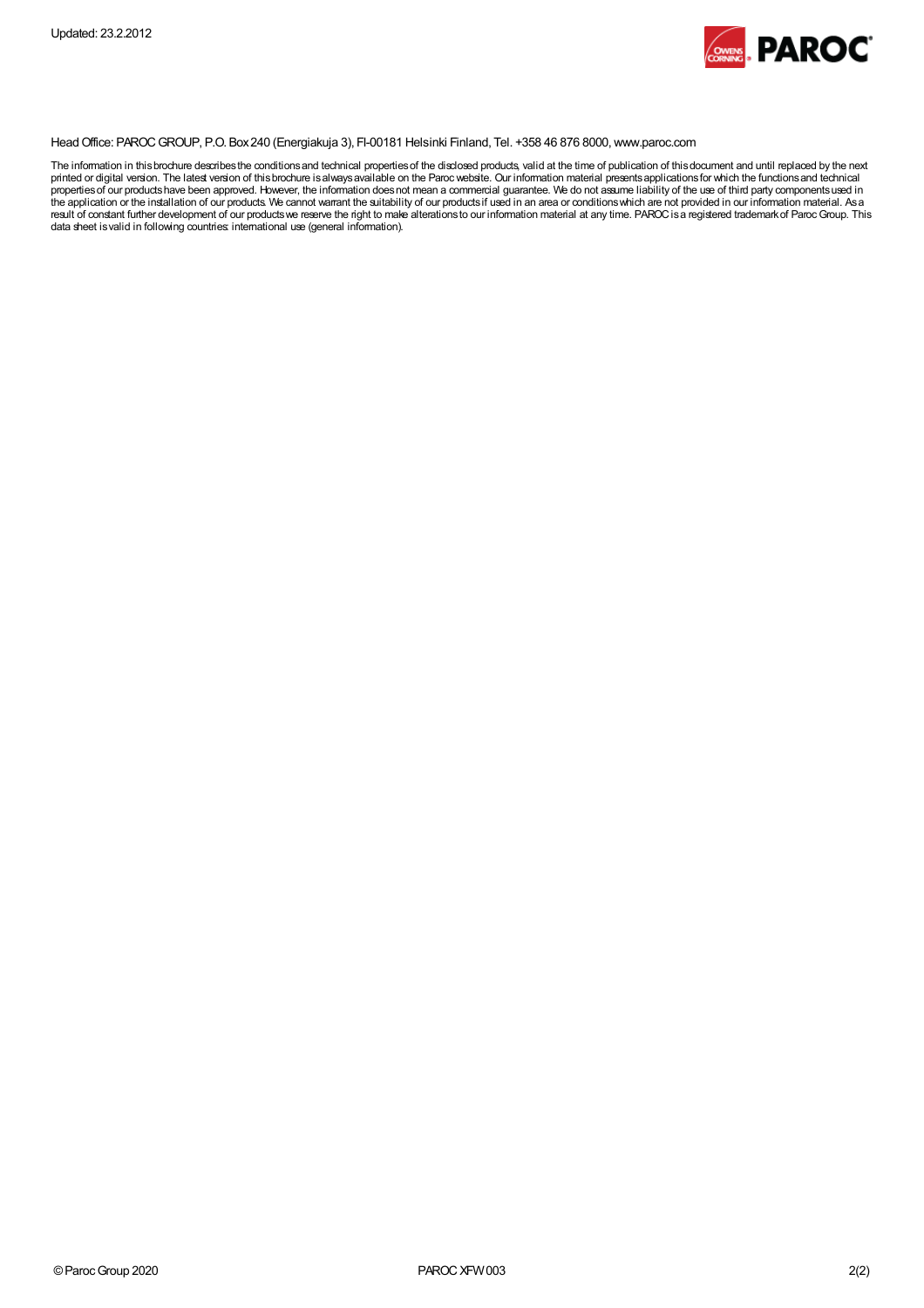Updated: 23.2.2012

Head Office: PAROC GROUP, P.O. Box 240 (Energiakuja 3), FI-00181 Helsinki Finland, Tel. +358 46 876 8000, www.paroc.com

The information in this brochure describes the conditions and technical properties of the disclosed products, valid at the time of publication of this document and until replaced by the next printed or digital version. The latest version of this brochure is always available on the Paroc website. Our information material presents applications for which the functions and technical properties of our products have been approved. However, the information does not mean a commercial guarantee. We do not assume liability of the use of third party components used in the application or the installation of our products. We cannot warrant the suitability of our products if used in an area or conditions which are not provided in our information material. As a result of constant further development of our products we reserve the right to make alterations to our information material at any time. PAROC is a registered trademark of Paroc Group. This data sheet is valid in following countries: international use (general information).

© Paroc Group 2020

PAROC XFW 003